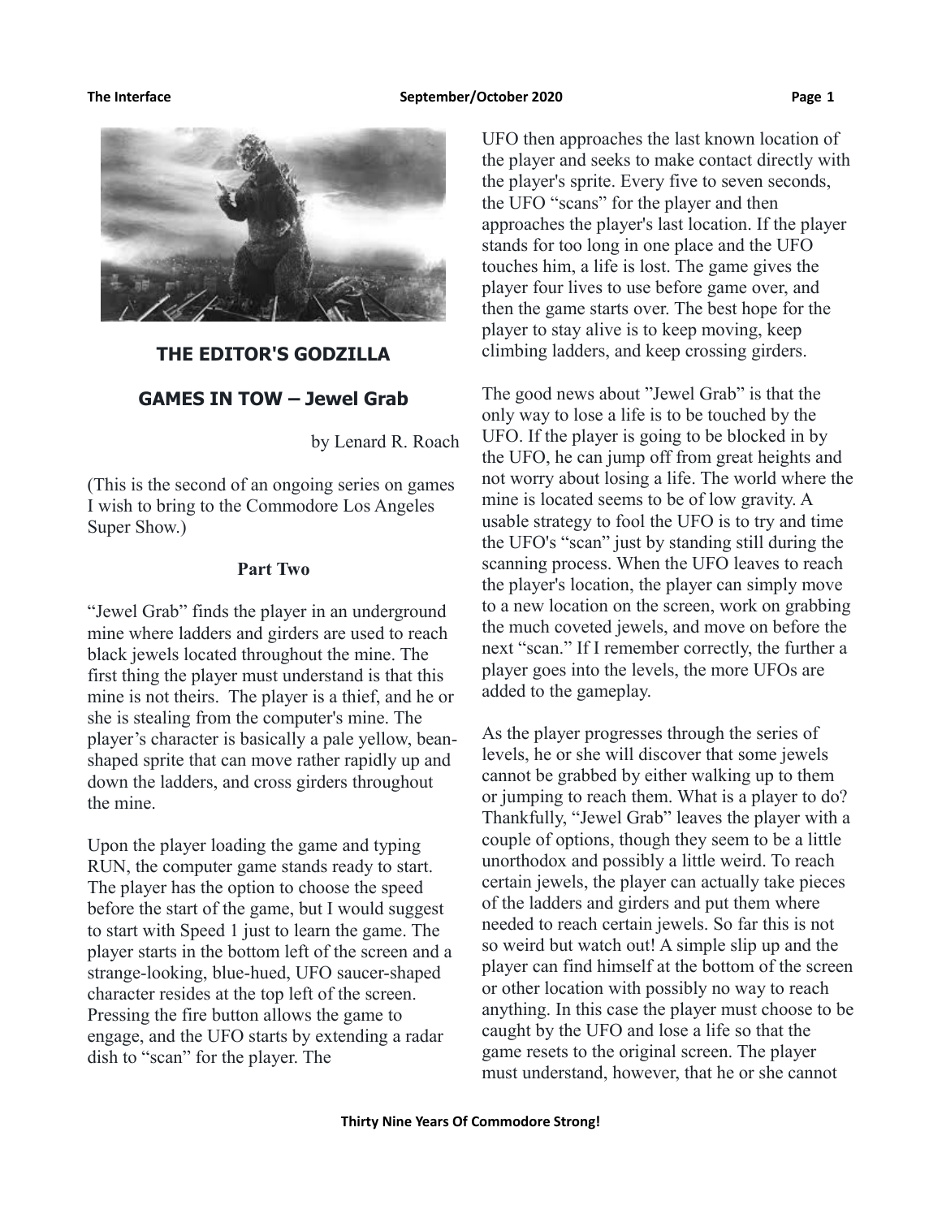## THE EDITOR'S GODZILLA

## GAMES IN TOW – Jewel Grab

by Lenard R. Roach

(This is the second of an ongoing series on games I wish to bring to the Commodore Los Angeles Super Show.)

**Part Two**

"Jewel Grab" finds the player in an underground mine where ladders and girders are used to reach black jewels located throughout the mine. The first thing the player must understand is that this mine is not theirs. The player is a thief, and he or she is stealing from the computer's mine. The player's character is basically a pale yellow, bean-shaped sprite that can move rather rapidly up and down the ladders, and cross girders throughout the mine.

Upon the player loading the game and typing RUN, the computer game stands ready to start. The player has the option to choose the speed before the start of the game, but I would suggest to start with Speed 1 just to learn the game. The player starts in the bottom left of the screen and a strange-looking, blue-hued, UFO saucer-shaped character resides at the top left of the screen. Pressing the fire button allows the game to engage, and the UFO starts by extending a radar dish to "scan" for the player. The UFO then approaches the last known location of the player and seeks to make contact directly with the player's sprite. Every five to seven seconds, the UFO "scans" for the player and then approaches the player's last location. If the player stands for too long in one place and the UFO touches him, a life is lost. The game gives the player four lives to use before game over, and then the game starts over. The best hope for the player to stay alive is to keep moving, keep climbing ladders, and keep crossing girders.

The good news about "Jewel Grab" is that the only way to lose a life is to be touched by the UFO. If the player is going to be blocked in by the UFO, he can jump off from great heights and not worry about losing a life. The world where the mine is located seems to be of low gravity. A usable strategy to fool the UFO is to try and time the UFO's "scan" just by standing still during the scanning process. When the UFO leaves to reach the player's location, the player can simply move to a new location on the screen, work on grabbing the much coveted jewels, and move on before the next "scan." If I remember correctly, the further a player goes into the levels, the more UFOs are added to the gameplay.

As the player progresses through the series of levels, he or she will discover that some jewels cannot be grabbed by either walking up to them or jumping to reach them. What is a player to do? Thankfully, "Jewel Grab" leaves the player with a couple of options, though they seem to be a little unorthodox and possibly a little weird. To reach certain jewels, the player can actually take pieces of the ladders and girders and put them where needed to reach certain jewels. So far this is not so weird but watch out! A simple slip up and the player can find himself at the bottom of the screen or other location with possibly no way to reach anything. In this case the player must choose to be caught by the UFO and lose a life so that the game resets to the original screen. The player must understand, however, that he or she cannot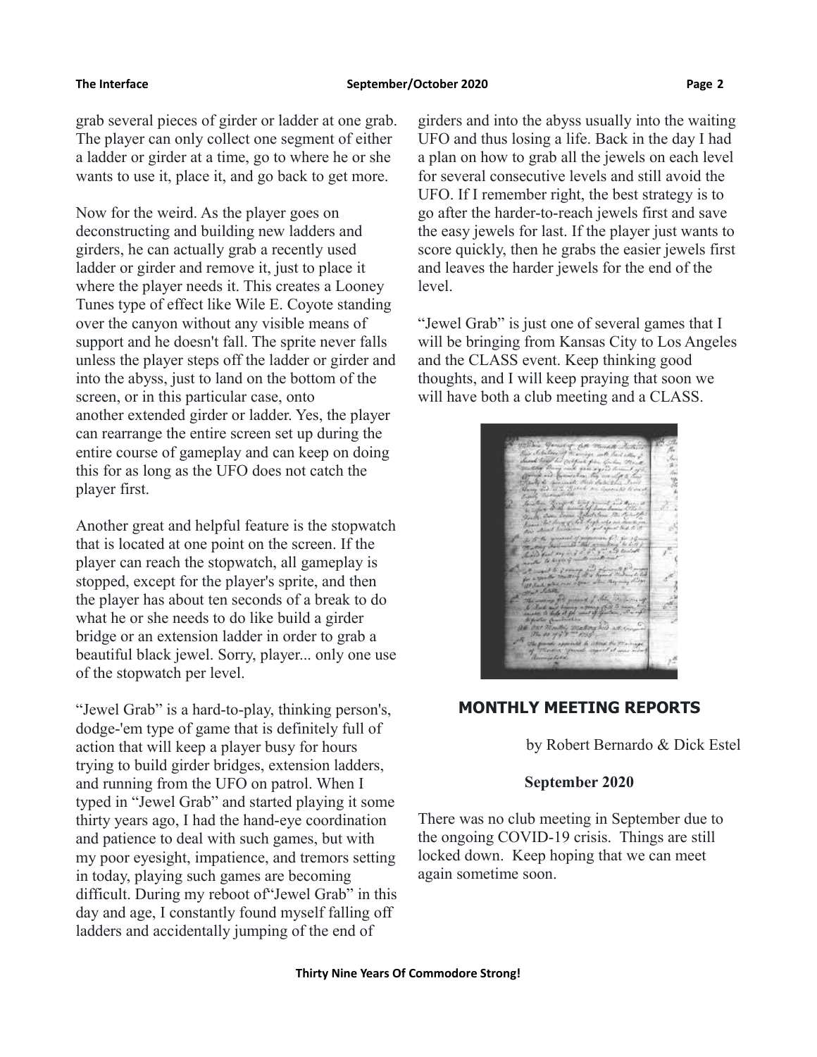grab several pieces of girder or ladder at one grab. The player can only collect one segment of either a ladder or girder at a time, go to where he or she wants to use it, place it, and go back to get more.

Now for the weird. As the player goes on deconstructing and building new ladders and girders, he can actually grab a recently used ladder or girder and remove it, just to place it where the player needs it. This creates a Looney Tunes type of effect like Wile E. Coyote standing over the canyon without any visible means of support and he doesn't fall. The sprite never falls unless the player steps off the ladder or girder and into the abyss, just to land on the bottom of the screen, or in this particular case, onto another extended girder or ladder. Yes, the player can rearrange the entire screen set up during the entire course of gameplay and can keep on doing this for as long as the UFO does not catch the player first.

Another great and helpful feature is the stopwatch that is located at one point on the screen. If the player can reach the stopwatch, all gameplay is stopped, except for the player's sprite, and then the player has about ten seconds of a break to do what he or she needs to do like build a girder bridge or an extension ladder in order to grab a beautiful black jewel. Sorry, player... only one use of the stopwatch per level.

"Jewel Grab" is a hard-to-play, thinking person's, dodge-'em type of game that is definitely full of action that will keep a player busy for hours trying to build girder bridges, extension ladders, and running from the UFO on patrol. When I typed in "Jewel Grab" and started playing it some thirty years ago, I had the hand-eye coordination and patience to deal with such games, but with my poor eyesight, impatience, and tremors setting in today, playing such games are becoming difficult. During my reboot of"Jewel Grab" in this day and age, I constantly found myself falling off ladders and accidentally jumping of the end of girders and into the abyss usually into the waiting UFO and thus losing a life. Back in the day I had a plan on how to grab all the jewels on each level for several consecutive levels and still avoid the UFO. If I remember right, the best strategy is to go after the harder-to-reach jewels first and save the easy jewels for last. If the player just wants to score quickly, then he grabs the easier jewels first and leaves the harder jewels for the end of the level.

"Jewel Grab" is just one of several games that I will be bringing from Kansas City to Los Angeles and the CLASS event. Keep thinking good thoughts, and I will keep praying that soon we will have both a club meeting and a CLASS.

## MONTHLY MEETING REPORTS

by Robert Bernardo & Dick Estel

**September 2020**

There was no club meeting in September due to the ongoing COVID-19 crisis. Things are still locked down. Keep hoping that we can meet again sometime soon.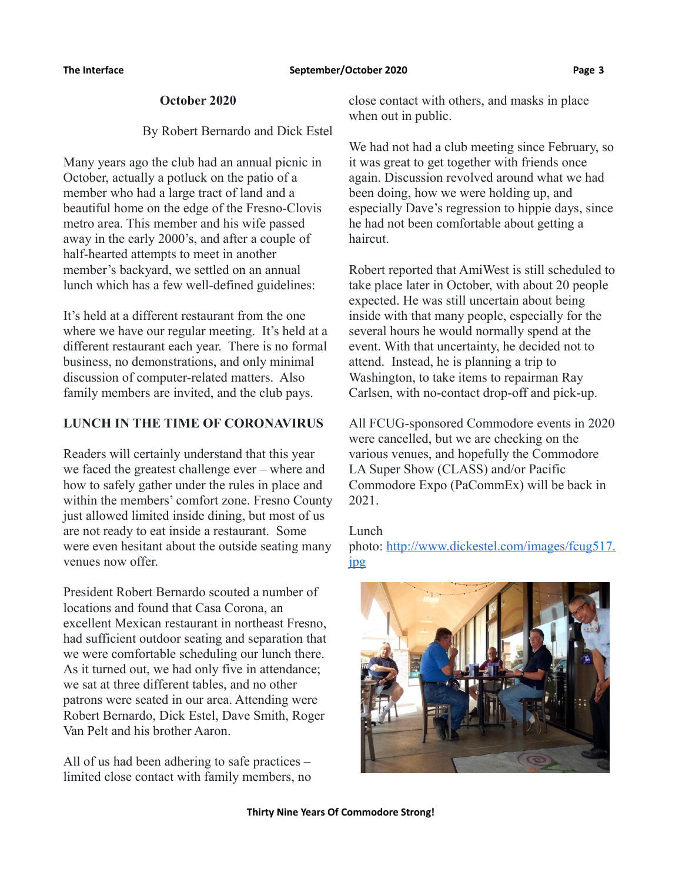## October 2020

By Robert Bernardo and Dick Estel

Many years ago the club had an annual picnic in October, actually a potluck on the patio of a member who had a large tract of land and a beautiful home on the edge of the Fresno-Clovis metro area. This member and his wife passed away in the early 2000's, and after a couple of half-hearted attempts to meet in another member's backyard, we settled on an annual lunch which has a few well-defined guidelines:

It's held at a different restaurant from the one where we have our regular meeting. It's held at a different restaurant each year. There is no formal business, no demonstrations, and only minimal discussion of computer-related matters. Also family members are invited, and the club pays.

### LUNCH IN THE TIME OF CORONAVIRUS

Readers will certainly understand that this year we faced the greatest challenge ever – where and how to safely gather under the rules in place and within the members' comfort zone. Fresno County just allowed limited inside dining, but most of us are not ready to eat inside a restaurant. Some were even hesitant about the outside seating many venues now offer.

President Robert Bernardo scouted a number of locations and found that Casa Corona, an excellent Mexican restaurant in northeast Fresno, had sufficient outdoor seating and separation that we were comfortable scheduling our lunch there. As it turned out, we had only five in attendance; we sat at three different tables, and no other patrons were seated in our area. Attending were Robert Bernardo, Dick Estel, Dave Smith, Roger Van Pelt and his brother Aaron.

All of us had been adhering to safe practices – limited close contact with family members, no close contact with others, and masks in place when out in public.

We had not had a club meeting since February, so it was great to get together with friends once again. Discussion revolved around what we had been doing, how we were holding up, and especially Dave's regression to hippie days, since he had not been comfortable about getting a haircut.

Robert reported that AmiWest is still scheduled to take place later in October, with about 20 people expected. He was still uncertain about being inside with that many people, especially for the several hours he would normally spend at the event. With that uncertainty, he decided not to attend. Instead, he is planning a trip to Washington, to take items to repairman Ray Carlsen, with no-contact drop-off and pick-up.

All FCUG-sponsored Commodore events in 2020 were cancelled, but we are checking on the various venues, and hopefully the Commodore LA Super Show (CLASS) and/or Pacific Commodore Expo (PaCommEx) will be back in 2021.

Lunch photo: [http://www.dickestel.com/images/fcug517.jpg](http://www.dickestel.com/images/fcug517.jpg)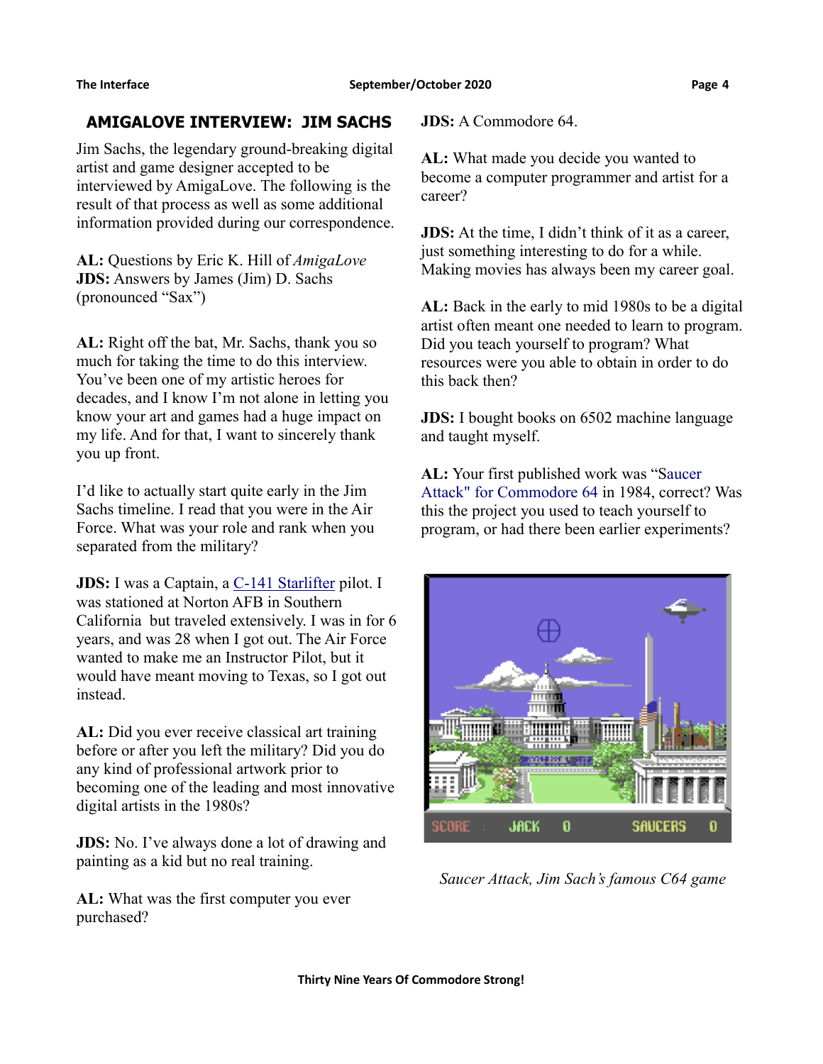## AMIGALOVE INTERVIEW: JIM SACHS

Jim Sachs, the legendary ground-breaking digital artist and game designer accepted to be interviewed by AmigaLove. The following is the result of that process as well as some additional information provided during our correspondence.

**AL:** Questions by Eric K. Hill of *AmigaLove*
**JDS:** Answers by James (Jim) D. Sachs (pronounced "Sax")

**AL:** Right off the bat, Mr. Sachs, thank you so much for taking the time to do this interview. You've been one of my artistic heroes for decades, and I know I'm not alone in letting you know your art and games had a huge impact on my life. And for that, I want to sincerely thank you up front.

I'd like to actually start quite early in the Jim Sachs timeline. I read that you were in the Air Force. What was your role and rank when you separated from the military?

**JDS:** I was a Captain, a C-141 Starlifter pilot. I was stationed at Norton AFB in Southern California but traveled extensively. I was in for 6 years, and was 28 when I got out. The Air Force wanted to make me an Instructor Pilot, but it would have meant moving to Texas, so I got out instead.

**AL:** Did you ever receive classical art training before or after you left the military? Did you do any kind of professional artwork prior to becoming one of the leading and most innovative digital artists in the 1980s?

**JDS:** No. I've always done a lot of drawing and painting as a kid but no real training.

**AL:** What was the first computer you ever purchased?

**JDS:** A Commodore 64.

**AL:** What made you decide you wanted to become a computer programmer and artist for a career?

**JDS:** At the time, I didn't think of it as a career, just something interesting to do for a while. Making movies has always been my career goal.

**AL:** Back in the early to mid 1980s to be a digital artist often meant one needed to learn to program. Did you teach yourself to program? What resources were you able to obtain in order to do this back then?

**JDS:** I bought books on 6502 machine language and taught myself.

**AL:** Your first published work was "Saucer Attack" for Commodore 64 in 1984, correct? Was this the project you used to teach yourself to program, or had there been earlier experiments?

*Saucer Attack, Jim Sach's famous C64 game*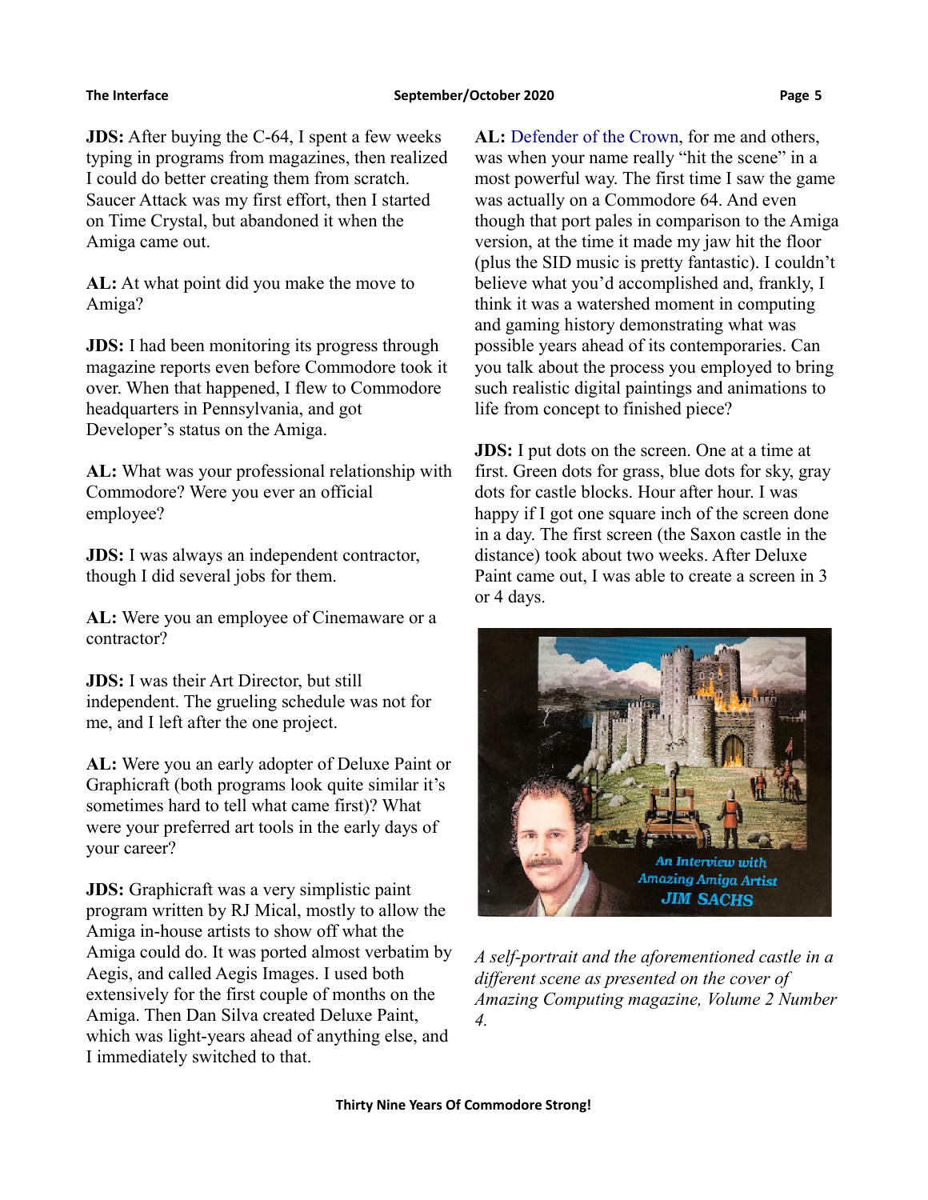**JDS:** After buying the C-64, I spent a few weeks typing in programs from magazines, then realized I could do better creating them from scratch. Saucer Attack was my first effort, then I started on Time Crystal, but abandoned it when the Amiga came out.

**AL:** At what point did you make the move to Amiga?

**JDS:** I had been monitoring its progress through magazine reports even before Commodore took it over. When that happened, I flew to Commodore headquarters in Pennsylvania, and got Developer's status on the Amiga.

**AL:** What was your professional relationship with Commodore? Were you ever an official employee?

**JDS:** I was always an independent contractor, though I did several jobs for them.

**AL:** Were you an employee of Cinemaware or a contractor?

**JDS:** I was their Art Director, but still independent. The grueling schedule was not for me, and I left after the one project.

**AL:** Were you an early adopter of Deluxe Paint or Graphicraft (both programs look quite similar it's sometimes hard to tell what came first)? What were your preferred art tools in the early days of your career?

**JDS:** Graphicraft was a very simplistic paint program written by RJ Mical, mostly to allow the Amiga in-house artists to show off what the Amiga could do. It was ported almost verbatim by Aegis, and called Aegis Images. I used both extensively for the first couple of months on the Amiga. Then Dan Silva created Deluxe Paint, which was light-years ahead of anything else, and I immediately switched to that.

**AL:** Defender of the Crown, for me and others, was when your name really "hit the scene" in a most powerful way. The first time I saw the game was actually on a Commodore 64. And even though that port pales in comparison to the Amiga version, at the time it made my jaw hit the floor (plus the SID music is pretty fantastic). I couldn't believe what you'd accomplished and, frankly, I think it was a watershed moment in computing and gaming history demonstrating what was possible years ahead of its contemporaries. Can you talk about the process you employed to bring such realistic digital paintings and animations to life from concept to finished piece?

**JDS:** I put dots on the screen. One at a time at first. Green dots for grass, blue dots for sky, gray dots for castle blocks. Hour after hour. I was happy if I got one square inch of the screen done in a day. The first screen (the Saxon castle in the distance) took about two weeks. After Deluxe Paint came out, I was able to create a screen in 3 or 4 days.

*A self-portrait and the aforementioned castle in a different scene as presented on the cover of Amazing Computing magazine, Volume 2 Number 4.*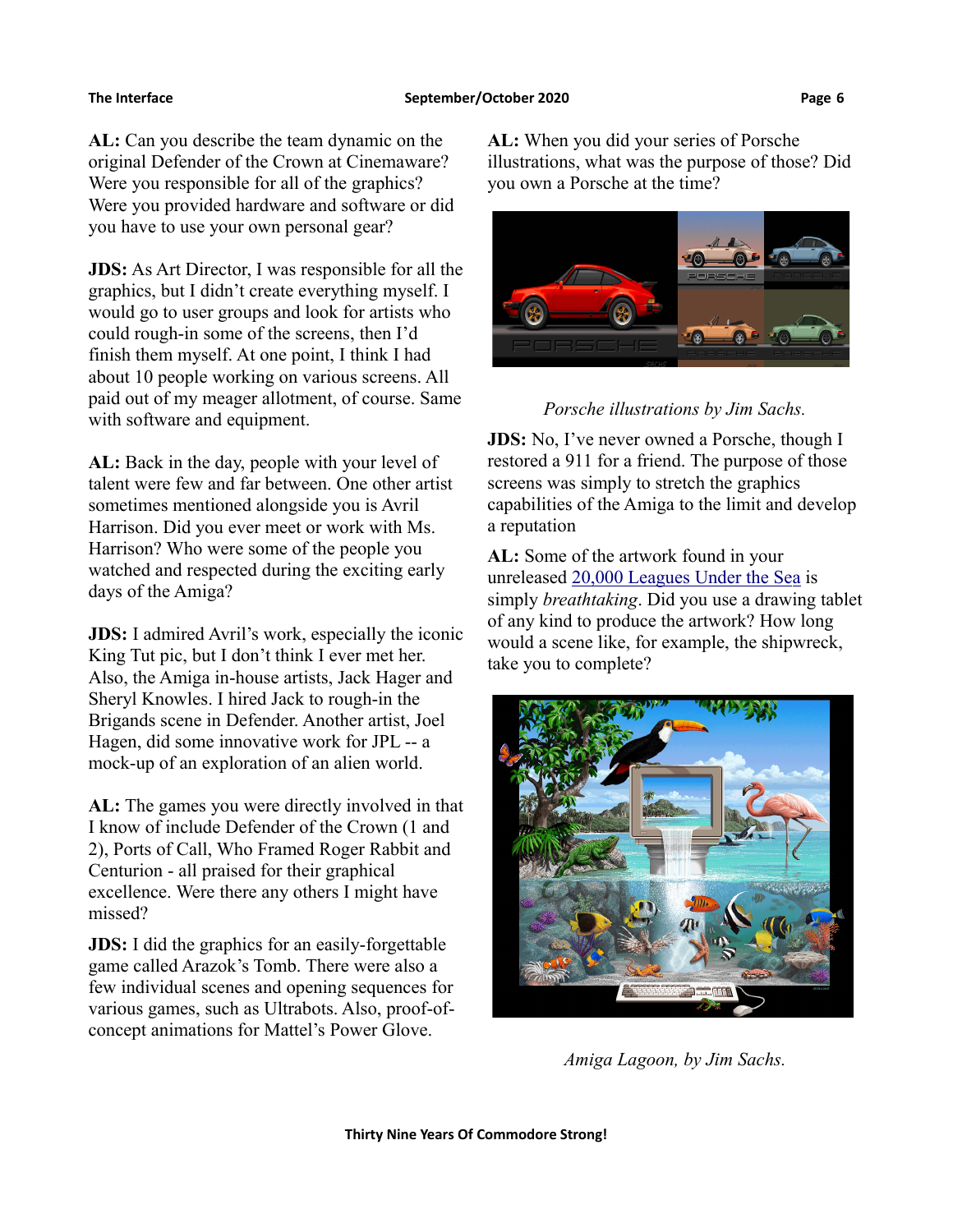**AL:** Can you describe the team dynamic on the original Defender of the Crown at Cinemaware? Were you responsible for all of the graphics? Were you provided hardware and software or did you have to use your own personal gear?

**JDS:** As Art Director, I was responsible for all the graphics, but I didn't create everything myself. I would go to user groups and look for artists who could rough-in some of the screens, then I'd finish them myself. At one point, I think I had about 10 people working on various screens. All paid out of my meager allotment, of course. Same with software and equipment.

**AL:** Back in the day, people with your level of talent were few and far between. One other artist sometimes mentioned alongside you is Avril Harrison. Did you ever meet or work with Ms. Harrison? Who were some of the people you watched and respected during the exciting early days of the Amiga?

**JDS:** I admired Avril's work, especially the iconic King Tut pic, but I don't think I ever met her. Also, the Amiga in-house artists, Jack Hager and Sheryl Knowles. I hired Jack to rough-in the Brigands scene in Defender. Another artist, Joel Hagen, did some innovative work for JPL -- a mock-up of an exploration of an alien world.

**AL:** The games you were directly involved in that I know of include Defender of the Crown (1 and 2), Ports of Call, Who Framed Roger Rabbit and Centurion - all praised for their graphical excellence. Were there any others I might have missed?

**JDS:** I did the graphics for an easily-forgettable game called Arazok's Tomb. There were also a few individual scenes and opening sequences for various games, such as Ultrabots. Also, proof-of-concept animations for Mattel's Power Glove.

**AL:** When you did your series of Porsche illustrations, what was the purpose of those? Did you own a Porsche at the time?

*Porsche illustrations by Jim Sachs.*

**JDS:** No, I've never owned a Porsche, though I restored a 911 for a friend. The purpose of those screens was simply to stretch the graphics capabilities of the Amiga to the limit and develop a reputation

**AL:** Some of the artwork found in your unreleased [20,000 Leagues Under the Sea] is simply *breathtaking*. Did you use a drawing tablet of any kind to produce the artwork? How long would a scene like, for example, the shipwreck, take you to complete?

*Amiga Lagoon, by Jim Sachs.*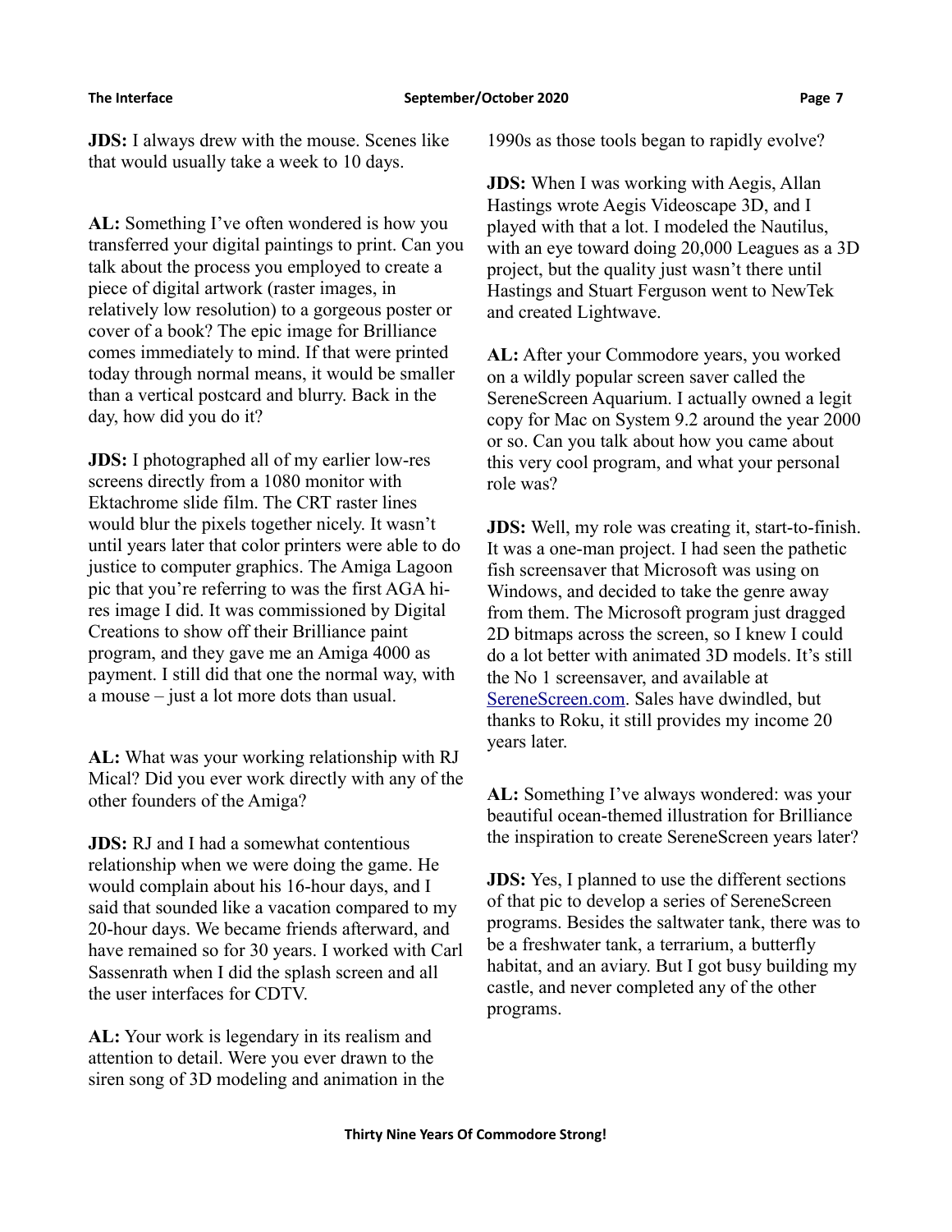**JDS:** I always drew with the mouse. Scenes like that would usually take a week to 10 days.

**AL:** Something I've often wondered is how you transferred your digital paintings to print. Can you talk about the process you employed to create a piece of digital artwork (raster images, in relatively low resolution) to a gorgeous poster or cover of a book? The epic image for Brilliance comes immediately to mind. If that were printed today through normal means, it would be smaller than a vertical postcard and blurry. Back in the day, how did you do it?

**JDS:** I photographed all of my earlier low-res screens directly from a 1080 monitor with Ektachrome slide film. The CRT raster lines would blur the pixels together nicely. It wasn't until years later that color printers were able to do justice to computer graphics. The Amiga Lagoon pic that you're referring to was the first AGA hi-res image I did. It was commissioned by Digital Creations to show off their Brilliance paint program, and they gave me an Amiga 4000 as payment. I still did that one the normal way, with a mouse – just a lot more dots than usual.

**AL:** What was your working relationship with RJ Mical? Did you ever work directly with any of the other founders of the Amiga?

**JDS:** RJ and I had a somewhat contentious relationship when we were doing the game. He would complain about his 16-hour days, and I said that sounded like a vacation compared to my 20-hour days. We became friends afterward, and have remained so for 30 years. I worked with Carl Sassenrath when I did the splash screen and all the user interfaces for CDTV.

**AL:** Your work is legendary in its realism and attention to detail. Were you ever drawn to the siren song of 3D modeling and animation in the 1990s as those tools began to rapidly evolve?

**JDS:** When I was working with Aegis, Allan Hastings wrote Aegis Videoscape 3D, and I played with that a lot. I modeled the Nautilus, with an eye toward doing 20,000 Leagues as a 3D project, but the quality just wasn't there until Hastings and Stuart Ferguson went to NewTek and created Lightwave.

**AL:** After your Commodore years, you worked on a wildly popular screen saver called the SereneScreen Aquarium. I actually owned a legit copy for Mac on System 9.2 around the year 2000 or so. Can you talk about how you came about this very cool program, and what your personal role was?

**JDS:** Well, my role was creating it, start-to-finish. It was a one-man project. I had seen the pathetic fish screensaver that Microsoft was using on Windows, and decided to take the genre away from them. The Microsoft program just dragged 2D bitmaps across the screen, so I knew I could do a lot better with animated 3D models. It's still the No 1 screensaver, and available at [SereneScreen.com](SereneScreen.com). Sales have dwindled, but thanks to Roku, it still provides my income 20 years later.

**AL:** Something I've always wondered: was your beautiful ocean-themed illustration for Brilliance the inspiration to create SereneScreen years later?

**JDS:** Yes, I planned to use the different sections of that pic to develop a series of SereneScreen programs. Besides the saltwater tank, there was to be a freshwater tank, a terrarium, a butterfly habitat, and an aviary. But I got busy building my castle, and never completed any of the other programs.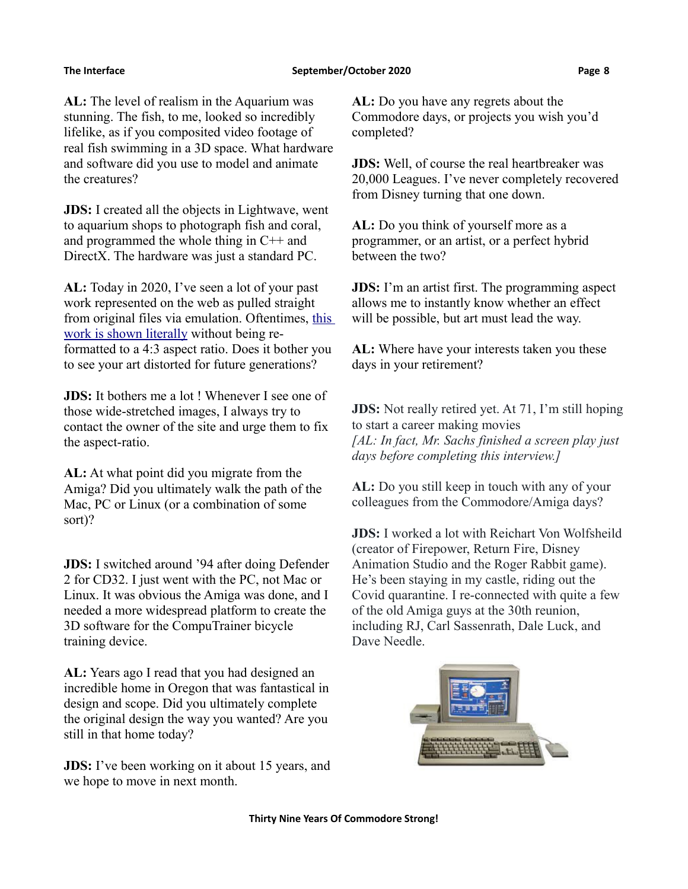**AL:** The level of realism in the Aquarium was stunning. The fish, to me, looked so incredibly lifelike, as if you composited video footage of real fish swimming in a 3D space. What hardware and software did you use to model and animate the creatures?

**JDS:** I created all the objects in Lightwave, went to aquarium shops to photograph fish and coral, and programmed the whole thing in C++ and DirectX. The hardware was just a standard PC.

**AL:** Today in 2020, I've seen a lot of your past work represented on the web as pulled straight from original files via emulation. Oftentimes, this work is shown literally without being re-formatted to a 4:3 aspect ratio. Does it bother you to see your art distorted for future generations?

**JDS:** It bothers me a lot ! Whenever I see one of those wide-stretched images, I always try to contact the owner of the site and urge them to fix the aspect-ratio.

**AL:** At what point did you migrate from the Amiga? Did you ultimately walk the path of the Mac, PC or Linux (or a combination of some sort)?

**JDS:** I switched around '94 after doing Defender 2 for CD32. I just went with the PC, not Mac or Linux. It was obvious the Amiga was done, and I needed a more widespread platform to create the 3D software for the CompuTrainer bicycle training device.

**AL:** Years ago I read that you had designed an incredible home in Oregon that was fantastical in design and scope. Did you ultimately complete the original design the way you wanted? Are you still in that home today?

**JDS:** I've been working on it about 15 years, and we hope to move in next month.

**AL:** Do you have any regrets about the Commodore days, or projects you wish you'd completed?

**JDS:** Well, of course the real heartbreaker was 20,000 Leagues. I've never completely recovered from Disney turning that one down.

**AL:** Do you think of yourself more as a programmer, or an artist, or a perfect hybrid between the two?

**JDS:** I'm an artist first. The programming aspect allows me to instantly know whether an effect will be possible, but art must lead the way.

**AL:** Where have your interests taken you these days in your retirement?

**JDS:** Not really retired yet. At 71, I'm still hoping to start a career making movies
*[AL: In fact, Mr. Sachs finished a screen play just days before completing this interview.]*

**AL:** Do you still keep in touch with any of your colleagues from the Commodore/Amiga days?

**JDS:** I worked a lot with Reichart Von Wolfsheild (creator of Firepower, Return Fire, Disney Animation Studio and the Roger Rabbit game). He's been staying in my castle, riding out the Covid quarantine. I re-connected with quite a few of the old Amiga guys at the 30th reunion, including RJ, Carl Sassenrath, Dale Luck, and Dave Needle.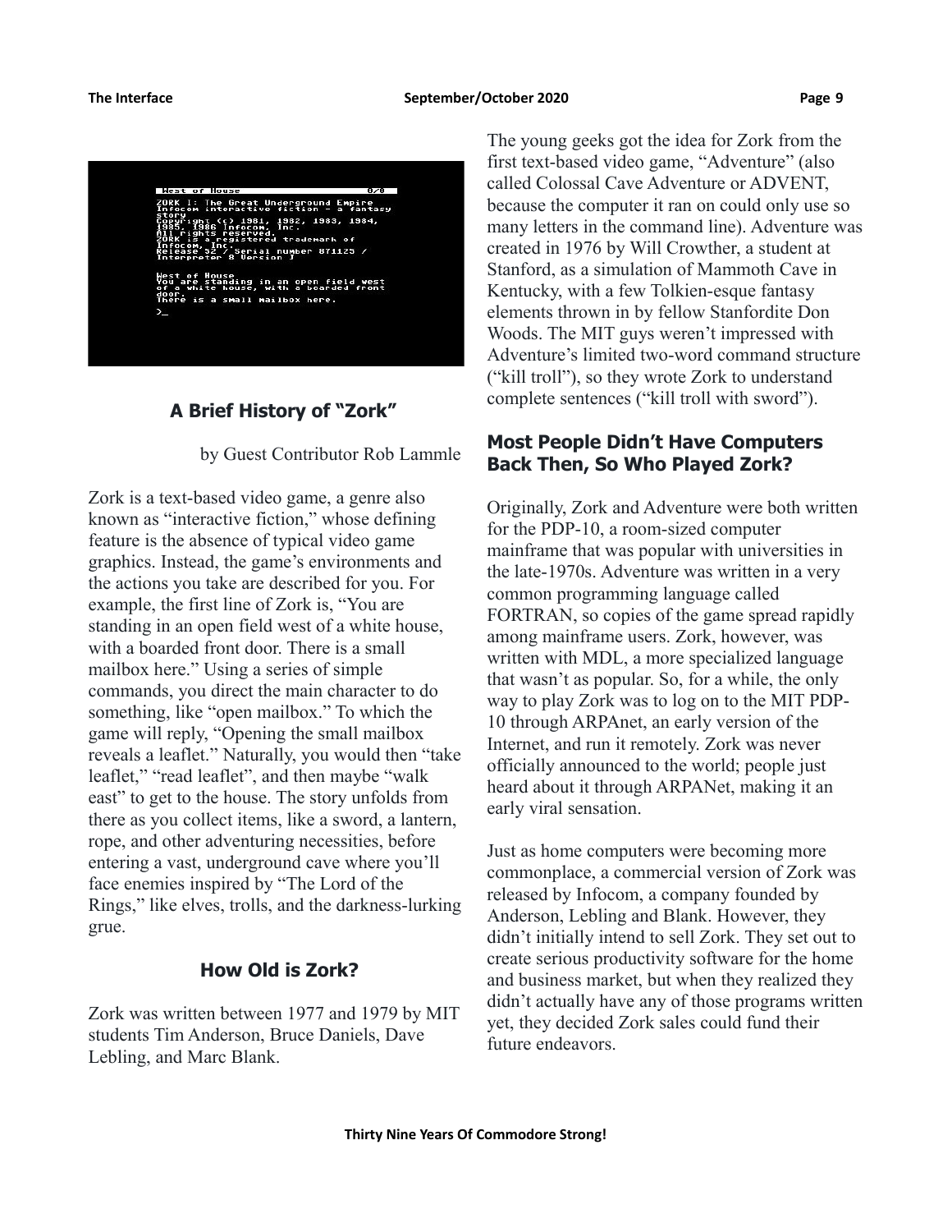## A Brief History of "Zork"

by Guest Contributor Rob Lammle

Zork is a text-based video game, a genre also known as "interactive fiction," whose defining feature is the absence of typical video game graphics. Instead, the game's environments and the actions you take are described for you. For example, the first line of Zork is, "You are standing in an open field west of a white house, with a boarded front door. There is a small mailbox here." Using a series of simple commands, you direct the main character to do something, like "open mailbox." To which the game will reply, "Opening the small mailbox reveals a leaflet." Naturally, you would then "take leaflet," "read leaflet", and then maybe "walk east" to get to the house. The story unfolds from there as you collect items, like a sword, a lantern, rope, and other adventuring necessities, before entering a vast, underground cave where you'll face enemies inspired by "The Lord of the Rings," like elves, trolls, and the darkness-lurking grue.

### How Old is Zork?

Zork was written between 1977 and 1979 by MIT students Tim Anderson, Bruce Daniels, Dave Lebling, and Marc Blank.

The young geeks got the idea for Zork from the first text-based video game, "Adventure" (also called Colossal Cave Adventure or ADVENT, because the computer it ran on could only use so many letters in the command line). Adventure was created in 1976 by Will Crowther, a student at Stanford, as a simulation of Mammoth Cave in Kentucky, with a few Tolkien-esque fantasy elements thrown in by fellow Stanfordite Don Woods. The MIT guys weren't impressed with Adventure's limited two-word command structure ("kill troll"), so they wrote Zork to understand complete sentences ("kill troll with sword").

### Most People Didn't Have Computers Back Then, So Who Played Zork?

Originally, Zork and Adventure were both written for the PDP-10, a room-sized computer mainframe that was popular with universities in the late-1970s. Adventure was written in a very common programming language called FORTRAN, so copies of the game spread rapidly among mainframe users. Zork, however, was written with MDL, a more specialized language that wasn't as popular. So, for a while, the only way to play Zork was to log on to the MIT PDP-10 through ARPAnet, an early version of the Internet, and run it remotely. Zork was never officially announced to the world; people just heard about it through ARPANet, making it an early viral sensation.

Just as home computers were becoming more commonplace, a commercial version of Zork was released by Infocom, a company founded by Anderson, Lebling and Blank. However, they didn't initially intend to sell Zork. They set out to create serious productivity software for the home and business market, but when they realized they didn't actually have any of those programs written yet, they decided Zork sales could fund their future endeavors.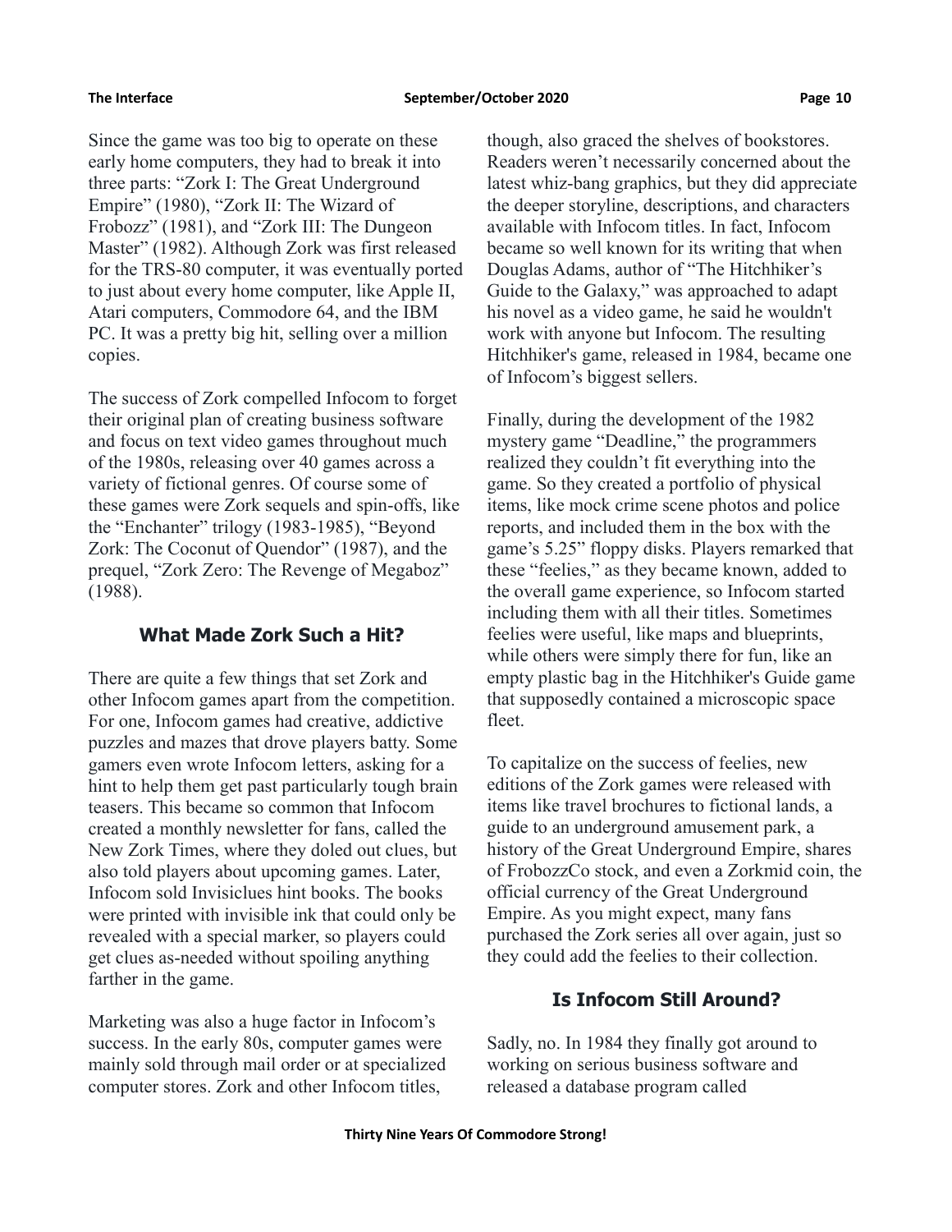Since the game was too big to operate on these early home computers, they had to break it into three parts: "Zork I: The Great Underground Empire" (1980), "Zork II: The Wizard of Frobozz" (1981), and "Zork III: The Dungeon Master" (1982). Although Zork was first released for the TRS-80 computer, it was eventually ported to just about every home computer, like Apple II, Atari computers, Commodore 64, and the IBM PC. It was a pretty big hit, selling over a million copies.

The success of Zork compelled Infocom to forget their original plan of creating business software and focus on text video games throughout much of the 1980s, releasing over 40 games across a variety of fictional genres. Of course some of these games were Zork sequels and spin-offs, like the "Enchanter" trilogy (1983-1985), "Beyond Zork: The Coconut of Quendor" (1987), and the prequel, "Zork Zero: The Revenge of Megaboz" (1988).

## What Made Zork Such a Hit?

There are quite a few things that set Zork and other Infocom games apart from the competition. For one, Infocom games had creative, addictive puzzles and mazes that drove players batty. Some gamers even wrote Infocom letters, asking for a hint to help them get past particularly tough brain teasers. This became so common that Infocom created a monthly newsletter for fans, called the New Zork Times, where they doled out clues, but also told players about upcoming games. Later, Infocom sold Invisiclues hint books. The books were printed with invisible ink that could only be revealed with a special marker, so players could get clues as-needed without spoiling anything farther in the game.

Marketing was also a huge factor in Infocom's success. In the early 80s, computer games were mainly sold through mail order or at specialized computer stores. Zork and other Infocom titles, though, also graced the shelves of bookstores. Readers weren't necessarily concerned about the latest whiz-bang graphics, but they did appreciate the deeper storyline, descriptions, and characters available with Infocom titles. In fact, Infocom became so well known for its writing that when Douglas Adams, author of "The Hitchhiker's Guide to the Galaxy," was approached to adapt his novel as a video game, he said he wouldn't work with anyone but Infocom. The resulting Hitchhiker's game, released in 1984, became one of Infocom's biggest sellers.

Finally, during the development of the 1982 mystery game "Deadline," the programmers realized they couldn't fit everything into the game. So they created a portfolio of physical items, like mock crime scene photos and police reports, and included them in the box with the game's 5.25" floppy disks. Players remarked that these "feelies," as they became known, added to the overall game experience, so Infocom started including them with all their titles. Sometimes feelies were useful, like maps and blueprints, while others were simply there for fun, like an empty plastic bag in the Hitchhiker's Guide game that supposedly contained a microscopic space fleet.

To capitalize on the success of feelies, new editions of the Zork games were released with items like travel brochures to fictional lands, a guide to an underground amusement park, a history of the Great Underground Empire, shares of FrobozzCo stock, and even a Zorkmid coin, the official currency of the Great Underground Empire. As you might expect, many fans purchased the Zork series all over again, just so they could add the feelies to their collection.

## Is Infocom Still Around?

Sadly, no. In 1984 they finally got around to working on serious business software and released a database program called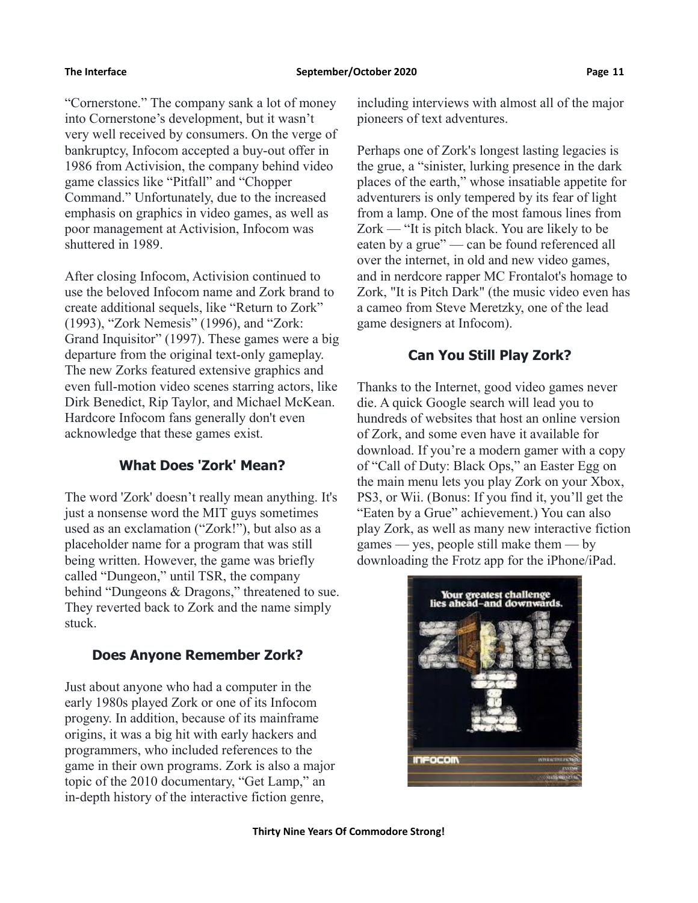"Cornerstone." The company sank a lot of money into Cornerstone's development, but it wasn't very well received by consumers. On the verge of bankruptcy, Infocom accepted a buy-out offer in 1986 from Activision, the company behind video game classics like "Pitfall" and "Chopper Command." Unfortunately, due to the increased emphasis on graphics in video games, as well as poor management at Activision, Infocom was shuttered in 1989.

After closing Infocom, Activision continued to use the beloved Infocom name and Zork brand to create additional sequels, like "Return to Zork" (1993), "Zork Nemesis" (1996), and "Zork: Grand Inquisitor" (1997). These games were a big departure from the original text-only gameplay. The new Zorks featured extensive graphics and even full-motion video scenes starring actors, like Dirk Benedict, Rip Taylor, and Michael McKean. Hardcore Infocom fans generally don't even acknowledge that these games exist.

## What Does 'Zork' Mean?

The word 'Zork' doesn't really mean anything. It's just a nonsense word the MIT guys sometimes used as an exclamation ("Zork!"), but also as a placeholder name for a program that was still being written. However, the game was briefly called "Dungeon," until TSR, the company behind "Dungeons & Dragons," threatened to sue. They reverted back to Zork and the name simply stuck.

## Does Anyone Remember Zork?

Just about anyone who had a computer in the early 1980s played Zork or one of its Infocom progeny. In addition, because of its mainframe origins, it was a big hit with early hackers and programmers, who included references to the game in their own programs. Zork is also a major topic of the 2010 documentary, "Get Lamp," an in-depth history of the interactive fiction genre, including interviews with almost all of the major pioneers of text adventures.

Perhaps one of Zork's longest lasting legacies is the grue, a "sinister, lurking presence in the dark places of the earth," whose insatiable appetite for adventurers is only tempered by its fear of light from a lamp. One of the most famous lines from Zork — "It is pitch black. You are likely to be eaten by a grue" — can be found referenced all over the internet, in old and new video games, and in nerdcore rapper MC Frontalot's homage to Zork, "It is Pitch Dark" (the music video even has a cameo from Steve Meretzky, one of the lead game designers at Infocom).

## Can You Still Play Zork?

Thanks to the Internet, good video games never die. A quick Google search will lead you to hundreds of websites that host an online version of Zork, and some even have it available for download. If you're a modern gamer with a copy of "Call of Duty: Black Ops," an Easter Egg on the main menu lets you play Zork on your Xbox, PS3, or Wii. (Bonus: If you find it, you'll get the "Eaten by a Grue" achievement.) You can also play Zork, as well as many new interactive fiction games — yes, people still make them — by downloading the Frotz app for the iPhone/iPad.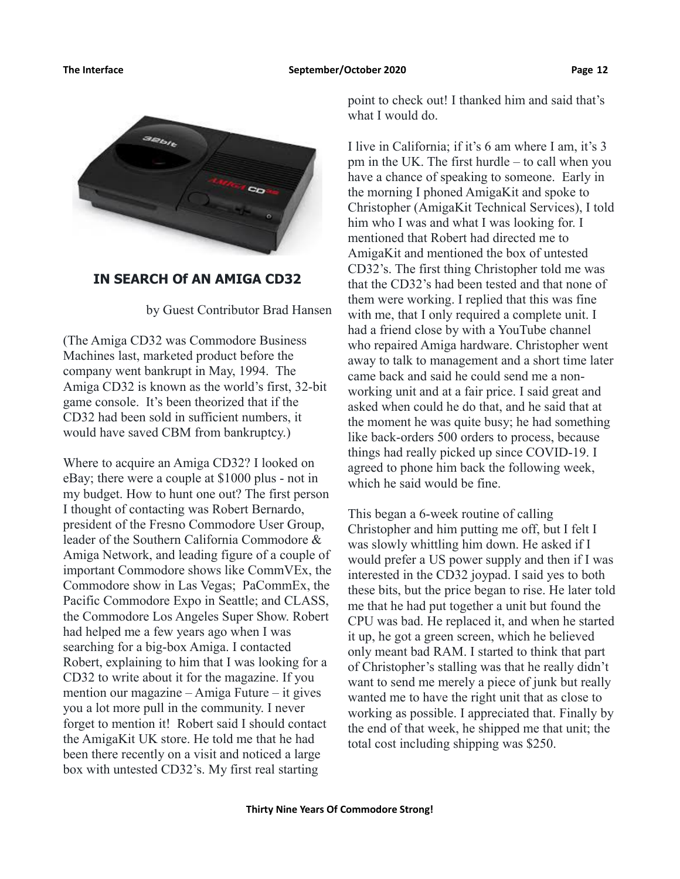## IN SEARCH Of AN AMIGA CD32

by Guest Contributor Brad Hansen

(The Amiga CD32 was Commodore Business Machines last, marketed product before the company went bankrupt in May, 1994. The Amiga CD32 is known as the world's first, 32-bit game console. It's been theorized that if the CD32 had been sold in sufficient numbers, it would have saved CBM from bankruptcy.)

Where to acquire an Amiga CD32? I looked on eBay; there were a couple at $1000 plus - not in my budget. How to hunt one out? The first person I thought of contacting was Robert Bernardo, president of the Fresno Commodore User Group, leader of the Southern California Commodore & Amiga Network, and leading figure of a couple of important Commodore shows like CommVEx, the Commodore show in Las Vegas; PaCommEx, the Pacific Commodore Expo in Seattle; and CLASS, the Commodore Los Angeles Super Show. Robert had helped me a few years ago when I was searching for a big-box Amiga. I contacted Robert, explaining to him that I was looking for a CD32 to write about it for the magazine. If you mention our magazine – Amiga Future – it gives you a lot more pull in the community. I never forget to mention it! Robert said I should contact the AmigaKit UK store. He told me that he had been there recently on a visit and noticed a large box with untested CD32's. My first real starting point to check out! I thanked him and said that's what I would do.

I live in California; if it's 6 am where I am, it's 3 pm in the UK. The first hurdle – to call when you have a chance of speaking to someone. Early in the morning I phoned AmigaKit and spoke to Christopher (AmigaKit Technical Services), I told him who I was and what I was looking for. I mentioned that Robert had directed me to AmigaKit and mentioned the box of untested CD32's. The first thing Christopher told me was that the CD32's had been tested and that none of them were working. I replied that this was fine with me, that I only required a complete unit. I had a friend close by with a YouTube channel who repaired Amiga hardware. Christopher went away to talk to management and a short time later came back and said he could send me a non-working unit and at a fair price. I said great and asked when could he do that, and he said that at the moment he was quite busy; he had something like back-orders 500 orders to process, because things had really picked up since COVID-19. I agreed to phone him back the following week, which he said would be fine.

This began a 6-week routine of calling Christopher and him putting me off, but I felt I was slowly whittling him down. He asked if I would prefer a US power supply and then if I was interested in the CD32 joypad. I said yes to both these bits, but the price began to rise. He later told me that he had put together a unit but found the CPU was bad. He replaced it, and when he started it up, he got a green screen, which he believed only meant bad RAM. I started to think that part of Christopher's stalling was that he really didn't want to send me merely a piece of junk but really wanted me to have the right unit that as close to working as possible. I appreciated that. Finally by the end of that week, he shipped me that unit; the total cost including shipping was $250.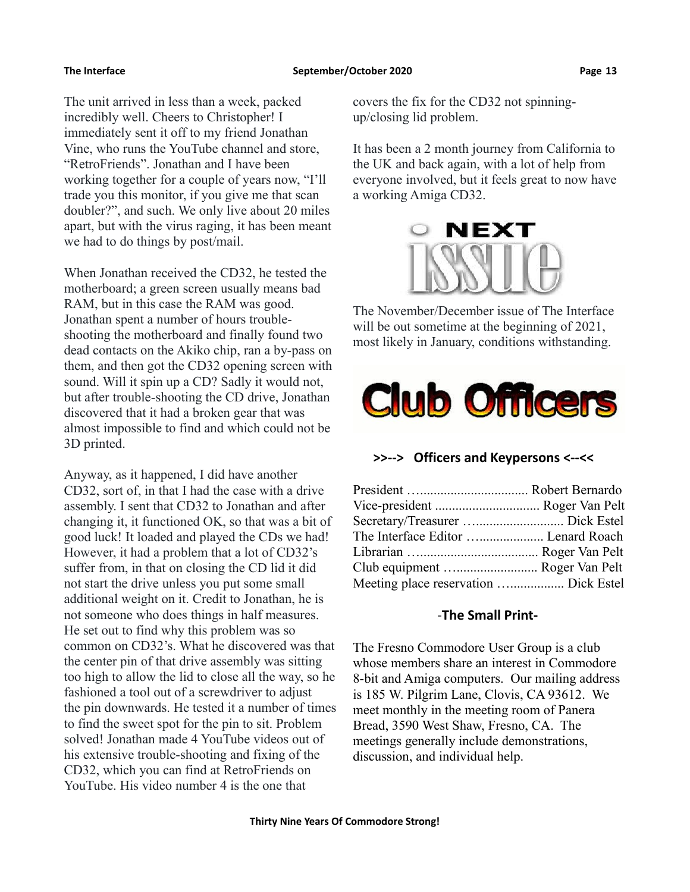The unit arrived in less than a week, packed incredibly well. Cheers to Christopher! I immediately sent it off to my friend Jonathan Vine, who runs the YouTube channel and store, “RetroFriends”. Jonathan and I have been working together for a couple of years now, “I’ll trade you this monitor, if you give me that scan doubler?”, and such. We only live about 20 miles apart, but with the virus raging, it has been meant we had to do things by post/mail.

When Jonathan received the CD32, he tested the motherboard; a green screen usually means bad RAM, but in this case the RAM was good. Jonathan spent a number of hours trouble-shooting the motherboard and finally found two dead contacts on the Akiko chip, ran a by-pass on them, and then got the CD32 opening screen with sound. Will it spin up a CD? Sadly it would not, but after trouble-shooting the CD drive, Jonathan discovered that it had a broken gear that was almost impossible to find and which could not be 3D printed.

Anyway, as it happened, I did have another CD32, sort of, in that I had the case with a drive assembly. I sent that CD32 to Jonathan and after changing it, it functioned OK, so that was a bit of good luck! It loaded and played the CDs we had! However, it had a problem that a lot of CD32’s suffer from, in that on closing the CD lid it did not start the drive unless you put some small additional weight on it. Credit to Jonathan, he is not someone who does things in half measures. He set out to find why this problem was so common on CD32’s. What he discovered was that the center pin of that drive assembly was sitting too high to allow the lid to close all the way, so he fashioned a tool out of a screwdriver to adjust the pin downwards. He tested it a number of times to find the sweet spot for the pin to sit. Problem solved! Jonathan made 4 YouTube videos out of his extensive trouble-shooting and fixing of the CD32, which you can find at RetroFriends on YouTube. His video number 4 is the one that covers the fix for the CD32 not spinning-up/closing lid problem.

It has been a 2 month journey from California to the UK and back again, with a lot of help from everyone involved, but it feels great to now have a working Amiga CD32.

## NEXT ISSUE

The November/December issue of The Interface will be out sometime at the beginning of 2021, most likely in January, conditions withstanding.

## Club Officers

### >>--> Officers and Keypersons <--<<

President …................................ Robert Bernardo
Vice-president .............................. Roger Van Pelt
Secretary/Treasurer …......................... Dick Estel
The Interface Editor …................... Lenard Roach
Librarian …................................... Roger Van Pelt
Club equipment …........................ Roger Van Pelt
Meeting place reservation …............... Dick Estel

### -The Small Print-

The Fresno Commodore User Group is a club whose members share an interest in Commodore 8-bit and Amiga computers. Our mailing address is 185 W. Pilgrim Lane, Clovis, CA 93612. We meet monthly in the meeting room of Panera Bread, 3590 West Shaw, Fresno, CA. The meetings generally include demonstrations, discussion, and individual help.

**Thirty Nine Years Of Commodore Strong!**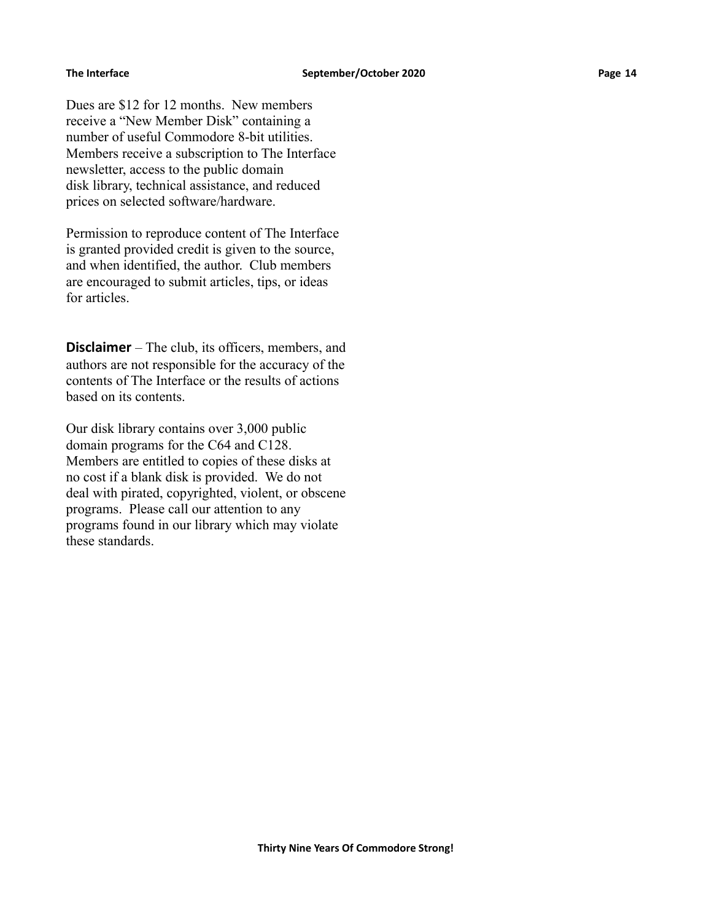Dues are $12 for 12 months. New members receive a "New Member Disk" containing a number of useful Commodore 8-bit utilities. Members receive a subscription to The Interface newsletter, access to the public domain disk library, technical assistance, and reduced prices on selected software/hardware.

Permission to reproduce content of The Interface is granted provided credit is given to the source, and when identified, the author. Club members are encouraged to submit articles, tips, or ideas for articles.

**Disclaimer** – The club, its officers, members, and authors are not responsible for the accuracy of the contents of The Interface or the results of actions based on its contents.

Our disk library contains over 3,000 public domain programs for the C64 and C128. Members are entitled to copies of these disks at no cost if a blank disk is provided. We do not deal with pirated, copyrighted, violent, or obscene programs. Please call our attention to any programs found in our library which may violate these standards.